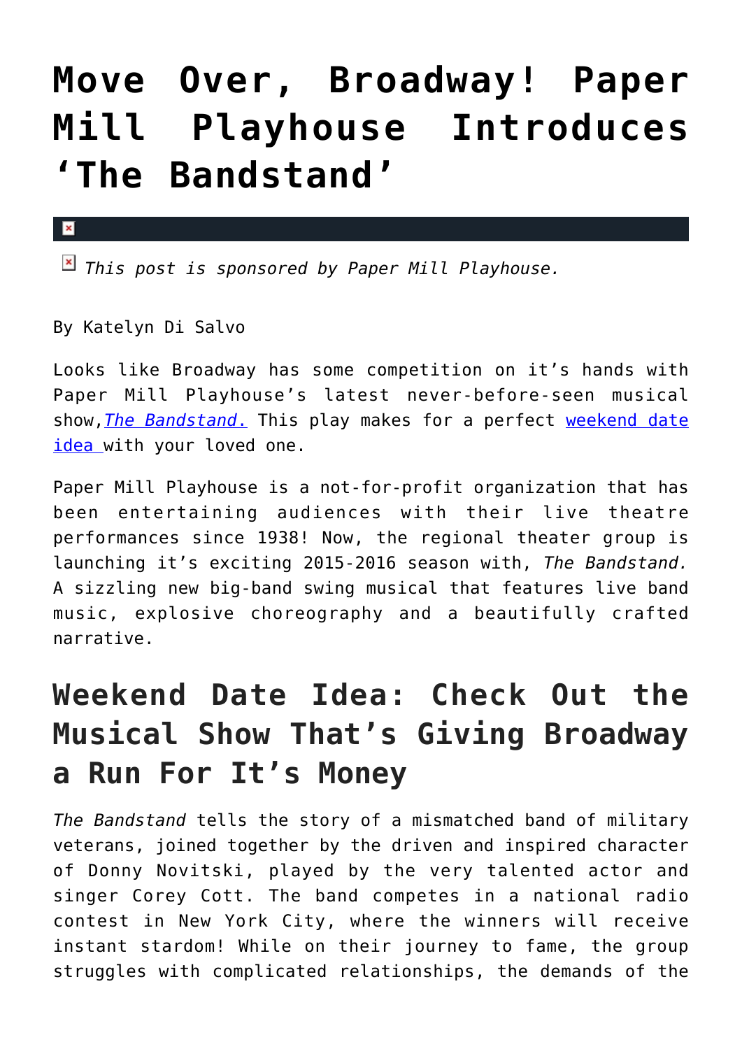# Move Over, Broadway! Paper Mill Playhouse Introduces 'The Bandstand'

*This post is sponsored by Paper Mill Playhouse.*

By Katelyn Di Salvo

Looks like Broadway has some competition on it's hands with Paper Mill Playhouse's latest never-before-seen musical show, *The Bandstand.* This play makes for a perfect weekend date idea with your loved one.

Paper Mill Playhouse is a not-for-profit organization that has been entertaining audiences with their live theatre performances since 1938! Now, the regional theater group is launching it's exciting 2015-2016 season with, *The Bandstand.* A sizzling new big-band swing musical that features live band music, explosive choreography and a beautifully crafted narrative.

## Weekend Date Idea: Check Out the Musical Show That's Giving Broadway a Run For It's Money

*The Bandstand* tells the story of a mismatched band of military veterans, joined together by the driven and inspired character of Donny Novitski, played by the very talented actor and singer Corey Cott. The band competes in a national radio contest in New York City, where the winners will receive instant stardom! While on their journey to fame, the group struggles with complicated relationships, the demands of the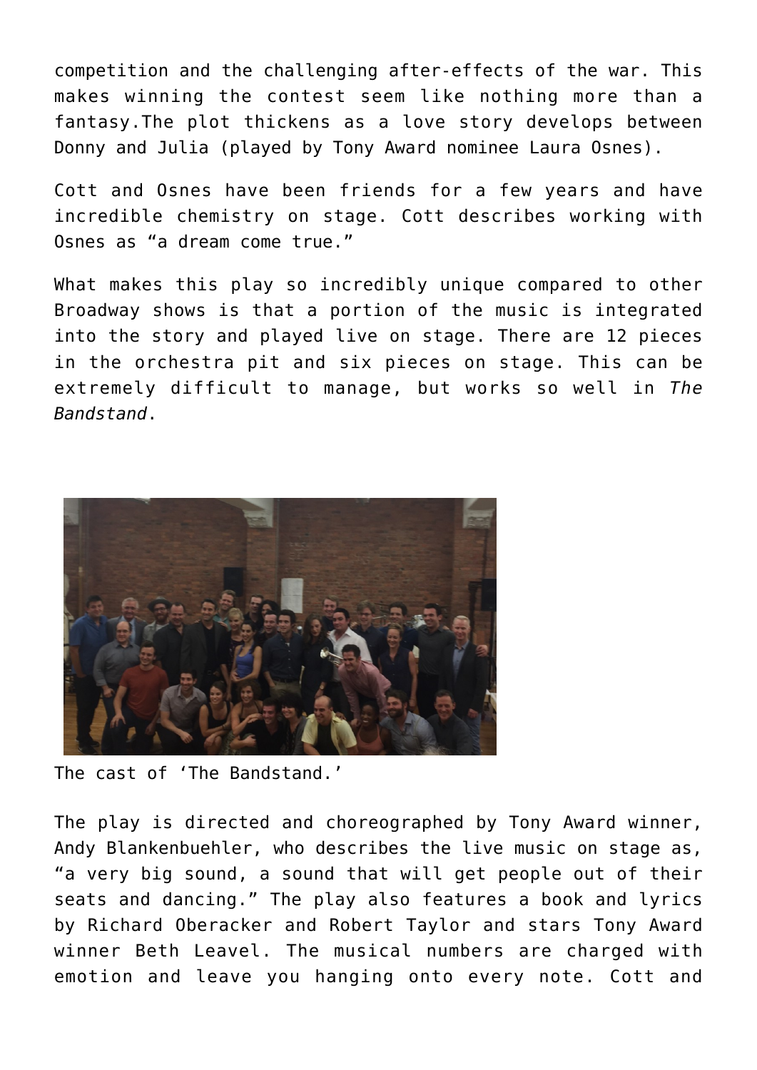competition and the challenging after-effects of the war. This makes winning the contest seem like nothing more than a fantasy.The plot thickens as a love story develops between Donny and Julia (played by Tony Award nominee Laura Osnes).

Cott and Osnes have been friends for a few years and have incredible chemistry on stage. Cott describes working with Osnes as “a dream come true.”

What makes this play so incredibly unique compared to other Broadway shows is that a portion of the music is integrated into the story and played live on stage. There are 12 pieces in the orchestra pit and six pieces on stage. This can be extremely difficult to manage, but works so well in *The Bandstand*.

The cast of ‘The Bandstand.’

The play is directed and choreographed by Tony Award winner, Andy Blankenbuehler, who describes the live music on stage as, “a very big sound, a sound that will get people out of their seats and dancing.” The play also features a book and lyrics by Richard Oberacker and Robert Taylor and stars Tony Award winner Beth Leavel. The musical numbers are charged with emotion and leave you hanging onto every note. Cott and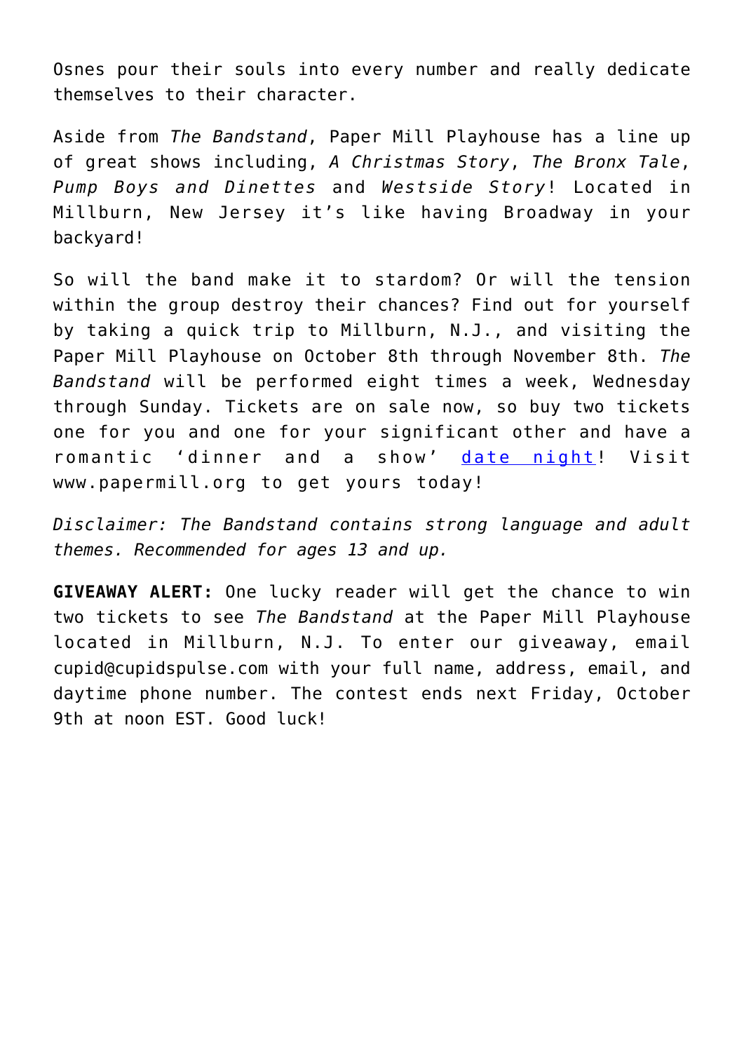Osnes pour their souls into every number and really dedicate themselves to their character.

Aside from *The Bandstand*, Paper Mill Playhouse has a line up of great shows including, *A Christmas Story*, *The Bronx Tale*, *Pump Boys and Dinettes* and *Westside Story*! Located in Millburn, New Jersey it's like having Broadway in your backyard!

So will the band make it to stardom? Or will the tension within the group destroy their chances? Find out for yourself by taking a quick trip to Millburn, N.J., and visiting the Paper Mill Playhouse on October 8th through November 8th. *The Bandstand* will be performed eight times a week, Wednesday through Sunday. Tickets are on sale now, so buy two tickets one for you and one for your significant other and have a romantic 'dinner and a show' date night! Visit www.papermill.org to get yours today!

*Disclaimer: The Bandstand contains strong language and adult themes. Recommended for ages 13 and up.*

**GIVEAWAY ALERT:** One lucky reader will get the chance to win two tickets to see *The Bandstand* at the Paper Mill Playhouse located in Millburn, N.J. To enter our giveaway, email cupid@cupidspulse.com with your full name, address, email, and daytime phone number. The contest ends next Friday, October 9th at noon EST. Good luck!